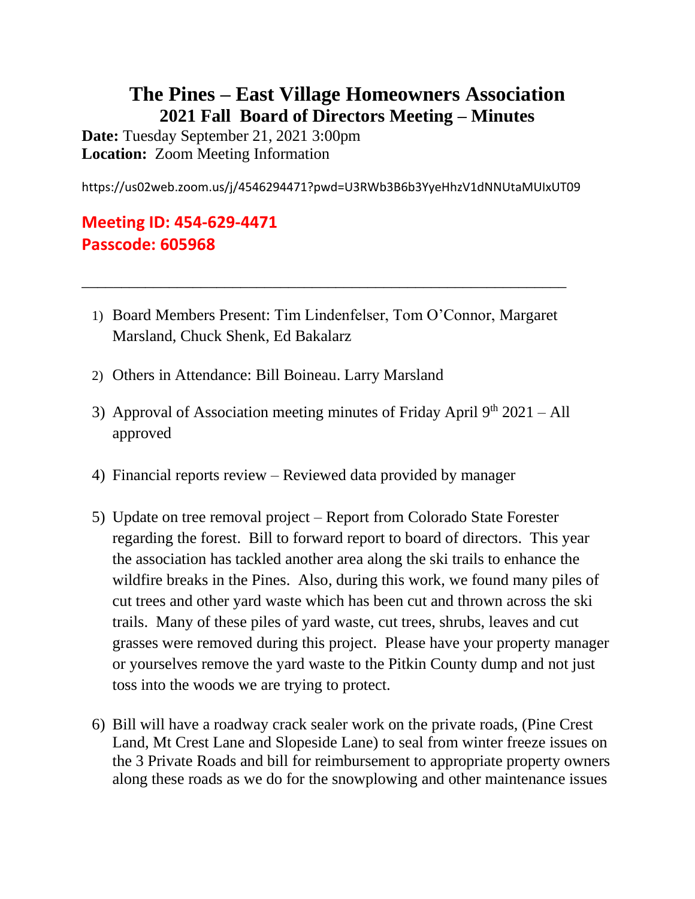# The Pines – East Village Homeowners Association

## 2021 Fall Board of Directors Meeting – Minutes

**Date:** Tuesday September 21, 2021 3:00pm
**Location:** Zoom Meeting Information

https://us02web.zoom.us/j/4546294471?pwd=U3RWb3B6b3YyeHhzV1dNNUtaMUIxUT09

**Meeting ID: 454-629-4471**
**Passcode: 605968**

---

1) Board Members Present: Tim Lindenfelser, Tom O'Connor, Margaret Marsland, Chuck Shenk, Ed Bakalarz

2) Others in Attendance: Bill Boineau. Larry Marsland

3) Approval of Association meeting minutes of Friday April 9th 2021 – All approved

4) Financial reports review – Reviewed data provided by manager

5) Update on tree removal project – Report from Colorado State Forester regarding the forest. Bill to forward report to board of directors. This year the association has tackled another area along the ski trails to enhance the wildfire breaks in the Pines. Also, during this work, we found many piles of cut trees and other yard waste which has been cut and thrown across the ski trails. Many of these piles of yard waste, cut trees, shrubs, leaves and cut grasses were removed during this project. Please have your property manager or yourselves remove the yard waste to the Pitkin County dump and not just toss into the woods we are trying to protect.

6) Bill will have a roadway crack sealer work on the private roads, (Pine Crest Land, Mt Crest Lane and Slopeside Lane) to seal from winter freeze issues on the 3 Private Roads and bill for reimbursement to appropriate property owners along these roads as we do for the snowplowing and other maintenance issues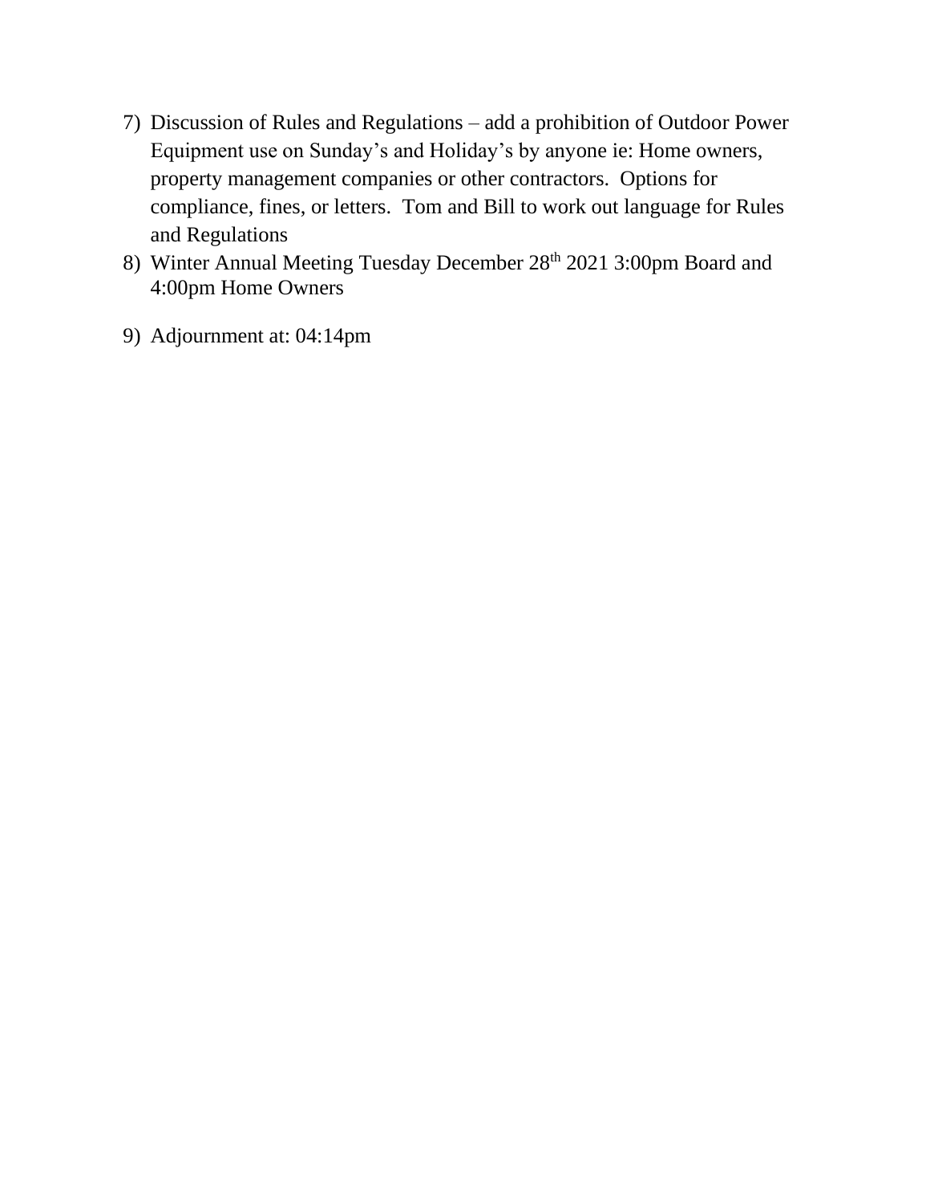7) Discussion of Rules and Regulations – add a prohibition of Outdoor Power Equipment use on Sunday's and Holiday's by anyone ie: Home owners, property management companies or other contractors. Options for compliance, fines, or letters. Tom and Bill to work out language for Rules and Regulations
8) Winter Annual Meeting Tuesday December 28th 2021 3:00pm Board and 4:00pm Home Owners
9) Adjournment at: 04:14pm